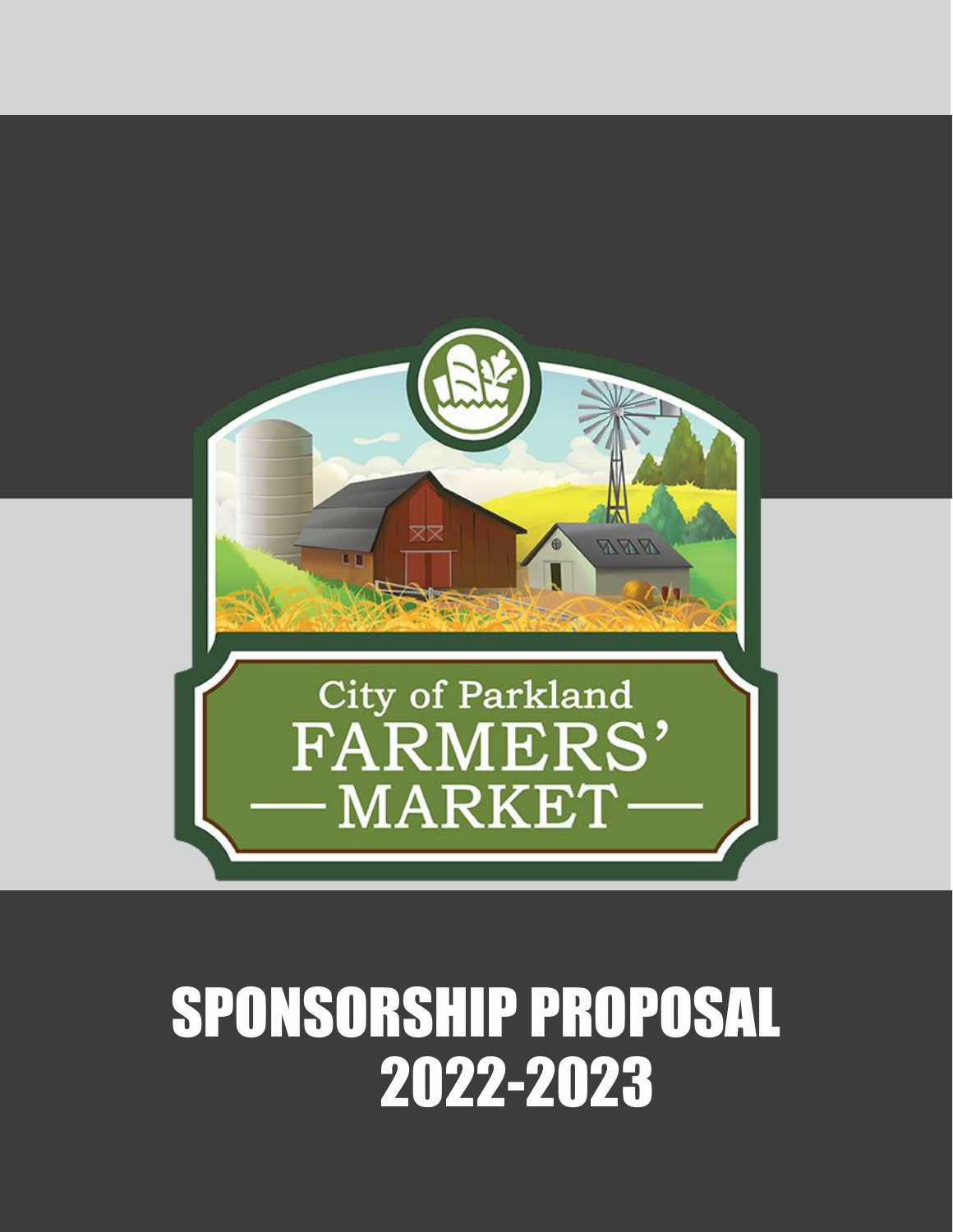City of Parkland

FARMERS'

— MARKET —

# SPONSORSHIP PROPOSAL 2022-2023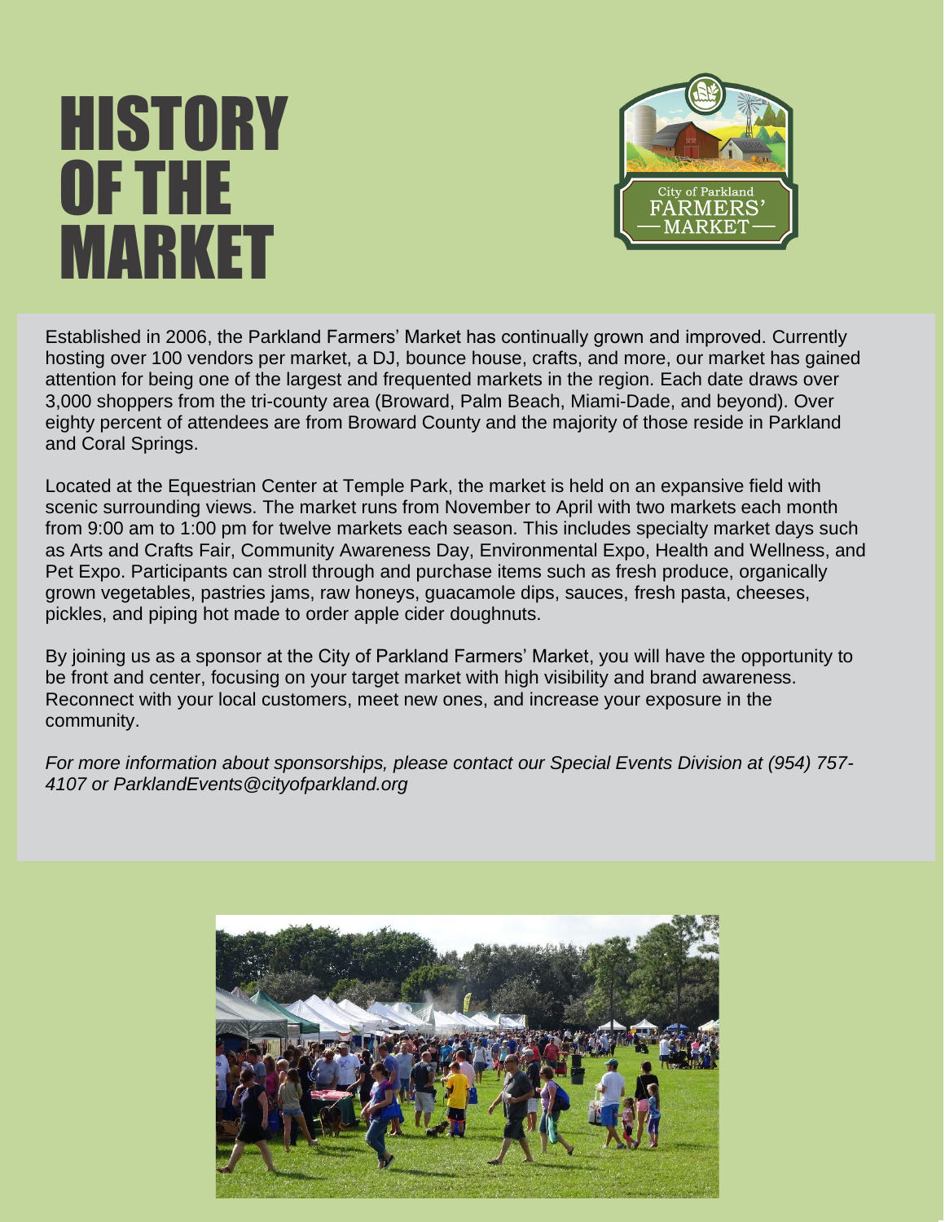# HISTORY OF THE MARKET

Established in 2006, the Parkland Farmers' Market has continually grown and improved. Currently hosting over 100 vendors per market, a DJ, bounce house, crafts, and more, our market has gained attention for being one of the largest and frequented markets in the region. Each date draws over 3,000 shoppers from the tri-county area (Broward, Palm Beach, Miami-Dade, and beyond). Over eighty percent of attendees are from Broward County and the majority of those reside in Parkland and Coral Springs.

Located at the Equestrian Center at Temple Park, the market is held on an expansive field with scenic surrounding views. The market runs from November to April with two markets each month from 9:00 am to 1:00 pm for twelve markets each season. This includes specialty market days such as Arts and Crafts Fair, Community Awareness Day, Environmental Expo, Health and Wellness, and Pet Expo. Participants can stroll through and purchase items such as fresh produce, organically grown vegetables, pastries jams, raw honeys, guacamole dips, sauces, fresh pasta, cheeses, pickles, and piping hot made to order apple cider doughnuts.

By joining us as a sponsor at the City of Parkland Farmers' Market, you will have the opportunity to be front and center, focusing on your target market with high visibility and brand awareness. Reconnect with your local customers, meet new ones, and increase your exposure in the community.

*For more information about sponsorships, please contact our Special Events Division at (954) 757-4107 or ParklandEvents@cityofparkland.org*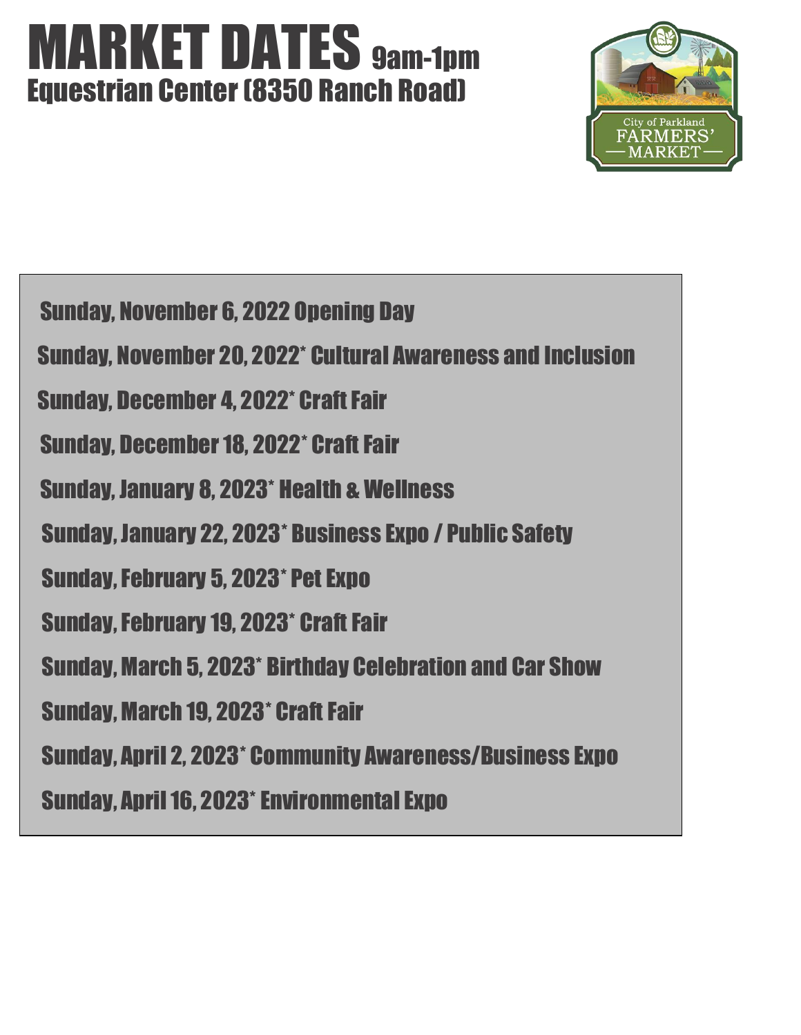# MARKET DATES 9am-1pm

## Equestrian Center (8350 Ranch Road)

City of Parkland FARMERS' MARKET

Sunday, November 6, 2022 Opening Day

Sunday, November 20, 2022* Cultural Awareness and Inclusion

Sunday, December 4, 2022* Craft Fair

Sunday, December 18, 2022* Craft Fair

Sunday, January 8, 2023* Health & Wellness

Sunday, January 22, 2023* Business Expo / Public Safety

Sunday, February 5, 2023* Pet Expo

Sunday, February 19, 2023* Craft Fair

Sunday, March 5, 2023* Birthday Celebration and Car Show

Sunday, March 19, 2023* Craft Fair

Sunday, April 2, 2023* Community Awareness/Business Expo

Sunday, April 16, 2023* Environmental Expo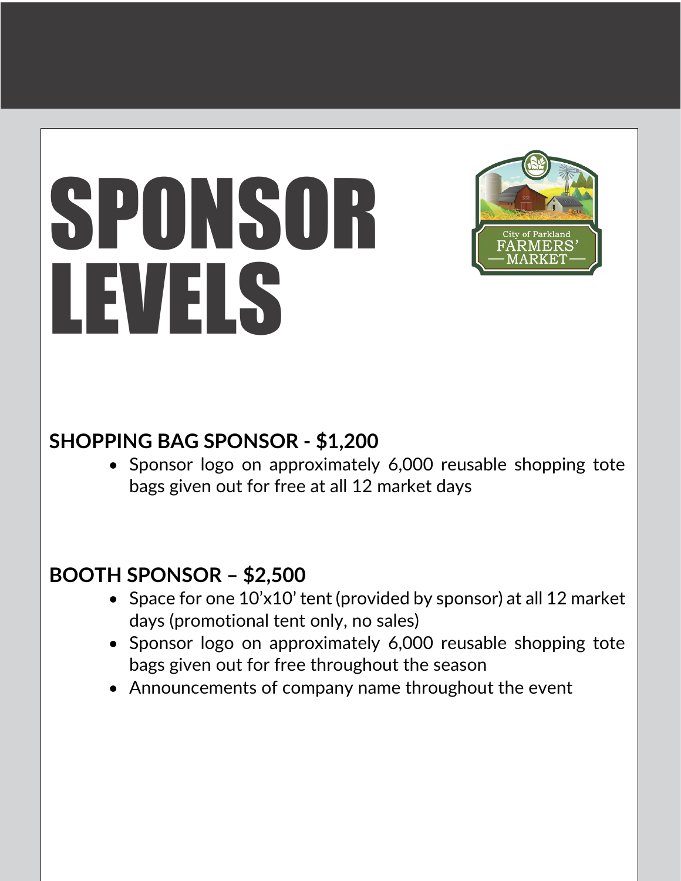# SPONSOR LEVELS

## SHOPPING BAG SPONSOR - $1,200

- Sponsor logo on approximately 6,000 reusable shopping tote bags given out for free at all 12 market days

## BOOTH SPONSOR – $2,500

- Space for one 10'x10' tent (provided by sponsor) at all 12 market days (promotional tent only, no sales)
- Sponsor logo on approximately 6,000 reusable shopping tote bags given out for free throughout the season
- Announcements of company name throughout the event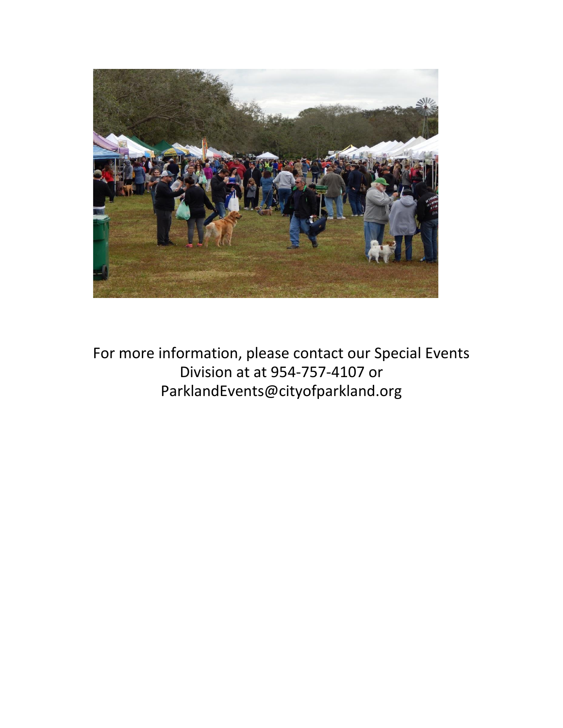For more information, please contact our Special Events Division at at 954-757-4107 or ParklandEvents@cityofparkland.org